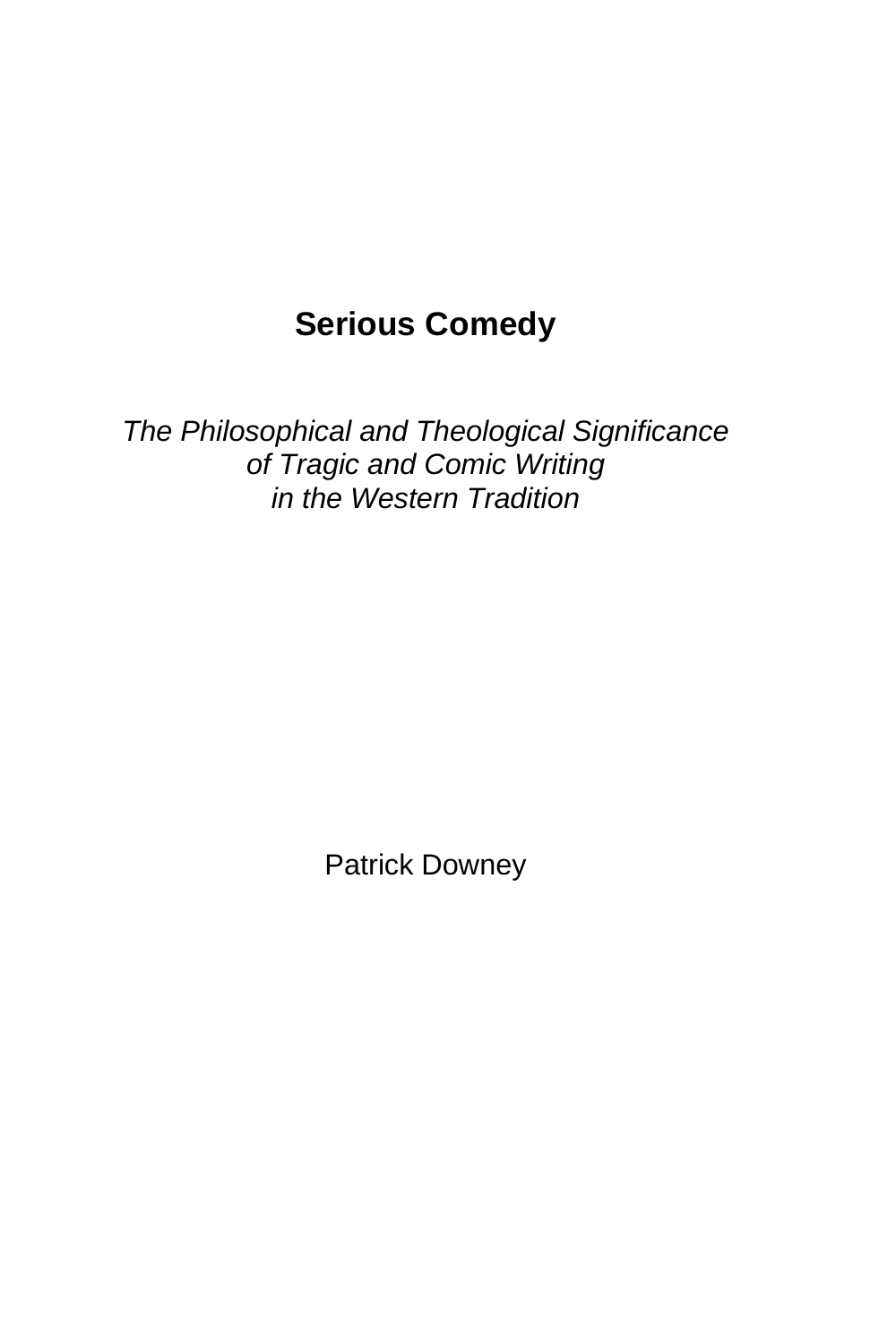# Serious Comedy

*The Philosophical and Theological Significance of Tragic and Comic Writing in the Western Tradition*

Patrick Downey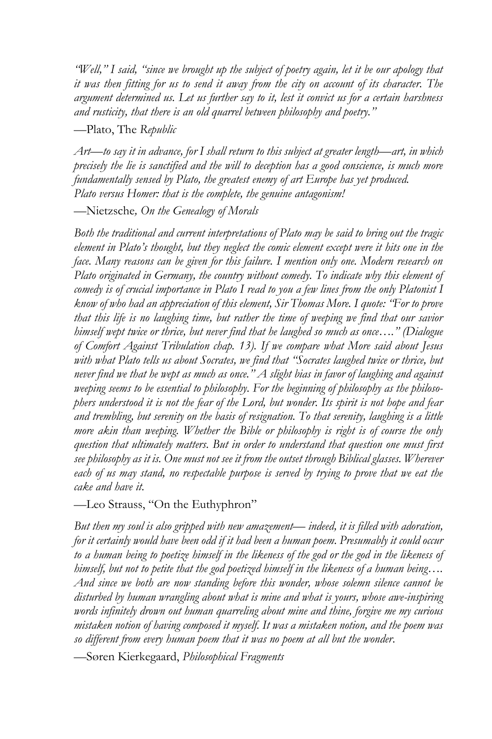*"Well," I said, "since we brought up the subject of poetry again, let it be our apology that it was then fitting for us to send it away from the city on account of its character. The argument determined us. Let us further say to it, lest it convict us for a certain harshness and rusticity, that there is an old quarrel between philosophy and poetry."*

—Plato, The *Republic*

*Art—to say it in advance, for I shall return to this subject at greater length—art, in which precisely the lie is sanctified and the will to deception has a good conscience, is much more fundamentally sensed by Plato, the greatest enemy of art Europe has yet produced. Plato versus Homer: that is the complete, the genuine antagonism!*

—Nietzsche*, On the Genealogy of Morals*

*Both the traditional and current interpretations of Plato may be said to bring out the tragic element in Plato's thought, but they neglect the comic element except were it hits one in the face. Many reasons can be given for this failure. I mention only one. Modern research on Plato originated in Germany, the country without comedy. To indicate why this element of comedy is of crucial importance in Plato I read to you a few lines from the only Platonist I know of who had an appreciation of this element, Sir Thomas More. I quote: "For to prove that this life is no laughing time, but rather the time of weeping we find that our savior himself wept twice or thrice, but never find that he laughed so much as once…." (Dialogue of Comfort Against Tribulation chap. 13). If we compare what More said about Jesus with what Plato tells us about Socrates, we find that "Socrates laughed twice or thrice, but never find we that he wept as much as once." A slight bias in favor of laughing and against weeping seems to be essential to philosophy. For the beginning of philosophy as the philosophers understood it is not the fear of the Lord, but wonder. Its spirit is not hope and fear and trembling, but serenity on the basis of resignation. To that serenity, laughing is a little more akin than weeping. Whether the Bible or philosophy is right is of course the only question that ultimately matters. But in order to understand that question one must first see philosophy as it is. One must not see it from the outset through Biblical glasses. Wherever each of us may stand, no respectable purpose is served by trying to prove that we eat the cake and have it.*

—Leo Strauss, "On the Euthyphron"

*But then my soul is also gripped with new amazement— indeed, it is filled with adoration, for it certainly would have been odd if it had been a human poem. Presumably it could occur to a human being to poetize himself in the likeness of the god or the god in the likeness of himself, but not to petite that the god poetized himself in the likeness of a human being…. And since we both are now standing before this wonder, whose solemn silence cannot be disturbed by human wrangling about what is mine and what is yours, whose awe-inspiring words infinitely drown out human quarreling about mine and thine, forgive me my curious mistaken notion of having composed it myself. It was a mistaken notion, and the poem was so different from every human poem that it was no poem at all but the wonder.*

—Søren Kierkegaard, *Philosophical Fragments*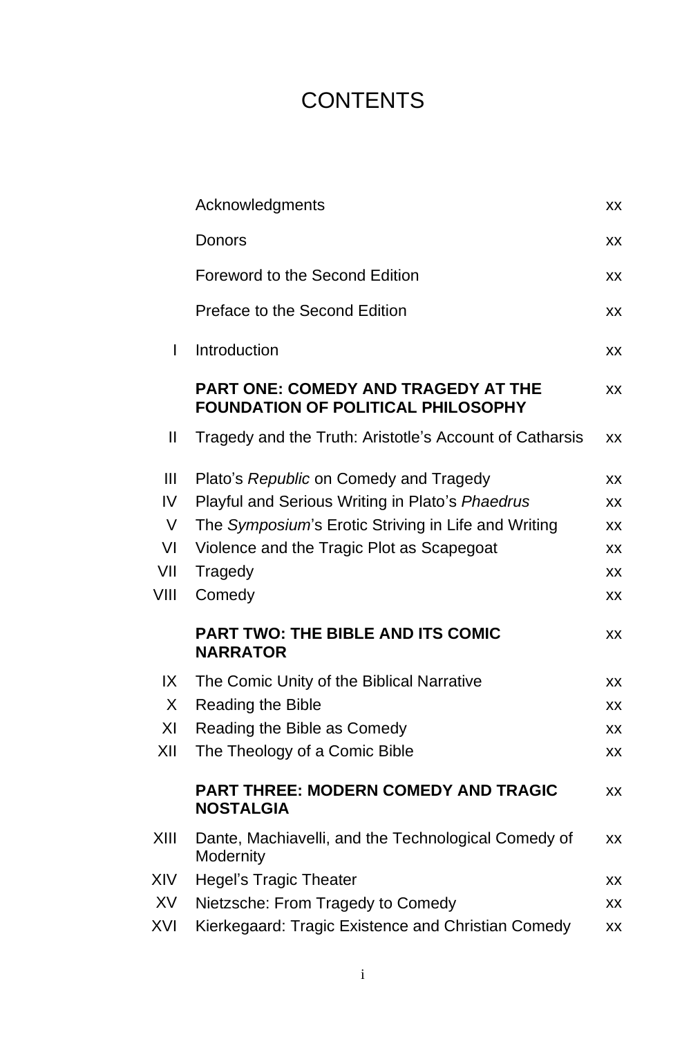# CONTENTS

| | | |
|---|---|---|
| | Acknowledgments | xx |
| | Donors | xx |
| | Foreword to the Second Edition | xx |
| | Preface to the Second Edition | xx |
| I | Introduction | xx |
| | **PART ONE: COMEDY AND TRAGEDY AT THE FOUNDATION OF POLITICAL PHILOSOPHY** | xx |
| II | Tragedy and the Truth: Aristotle's Account of Catharsis | xx |
| III | Plato's *Republic* on Comedy and Tragedy | xx |
| IV | Playful and Serious Writing in Plato's *Phaedrus* | xx |
| V | The *Symposium*'s Erotic Striving in Life and Writing | xx |
| VI | Violence and the Tragic Plot as Scapegoat | xx |
| VII | Tragedy | xx |
| VIII | Comedy | xx |
| | **PART TWO: THE BIBLE AND ITS COMIC NARRATOR** | xx |
| IX | The Comic Unity of the Biblical Narrative | xx |
| X | Reading the Bible | xx |
| XI | Reading the Bible as Comedy | xx |
| XII | The Theology of a Comic Bible | xx |
| | **PART THREE: MODERN COMEDY AND TRAGIC NOSTALGIA** | xx |
| XIII | Dante, Machiavelli, and the Technological Comedy of Modernity | xx |
| XIV | Hegel's Tragic Theater | xx |
| XV | Nietzsche: From Tragedy to Comedy | xx |
| XVI | Kierkegaard: Tragic Existence and Christian Comedy | xx |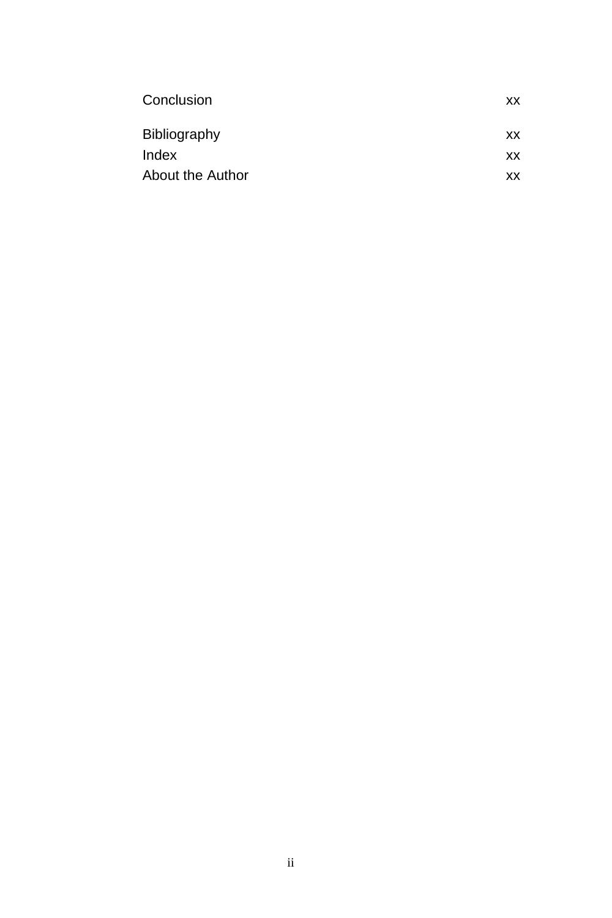| | |
|---|---|
| Conclusion | xx |
| Bibliography | xx |
| Index | xx |
| About the Author | xx |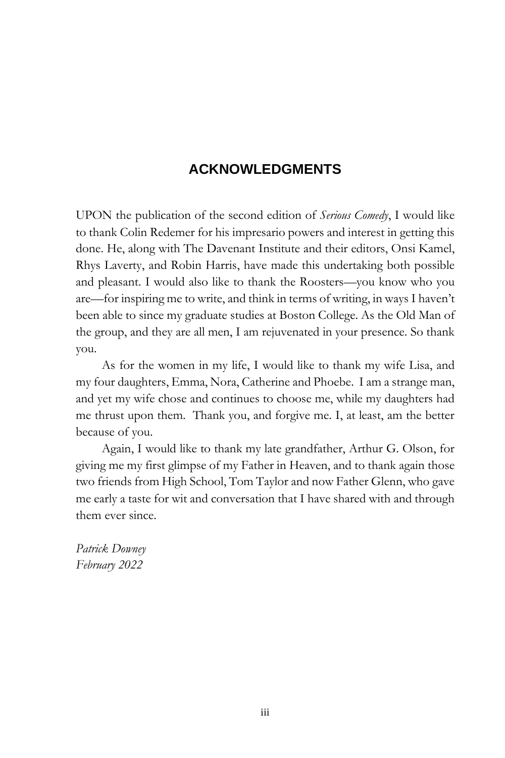# ACKNOWLEDGMENTS

UPON the publication of the second edition of *Serious Comedy*, I would like to thank Colin Redemer for his impresario powers and interest in getting this done. He, along with The Davenant Institute and their editors, Onsi Kamel, Rhys Laverty, and Robin Harris, have made this undertaking both possible and pleasant. I would also like to thank the Roosters—you know who you are—for inspiring me to write, and think in terms of writing, in ways I haven't been able to since my graduate studies at Boston College. As the Old Man of the group, and they are all men, I am rejuvenated in your presence. So thank you.

As for the women in my life, I would like to thank my wife Lisa, and my four daughters, Emma, Nora, Catherine and Phoebe. I am a strange man, and yet my wife chose and continues to choose me, while my daughters had me thrust upon them. Thank you, and forgive me. I, at least, am the better because of you.

Again, I would like to thank my late grandfather, Arthur G. Olson, for giving me my first glimpse of my Father in Heaven, and to thank again those two friends from High School, Tom Taylor and now Father Glenn, who gave me early a taste for wit and conversation that I have shared with and through them ever since.

*Patrick Downey*
*February 2022*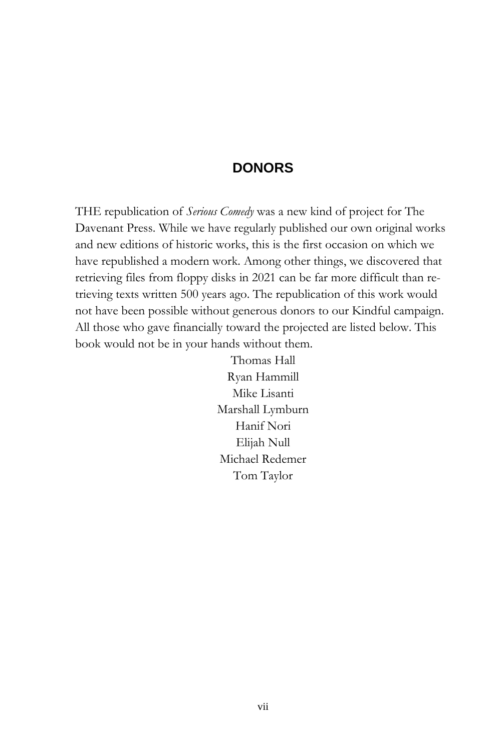## DONORS

THE republication of *Serious Comedy* was a new kind of project for The Davenant Press. While we have regularly published our own original works and new editions of historic works, this is the first occasion on which we have republished a modern work. Among other things, we discovered that retrieving files from floppy disks in 2021 can be far more difficult than retrieving texts written 500 years ago. The republication of this work would not have been possible without generous donors to our Kindful campaign. All those who gave financially toward the projected are listed below. This book would not be in your hands without them.

Thomas Hall
Ryan Hammill
Mike Lisanti
Marshall Lymburn
Hanif Nori
Elijah Null
Michael Redemer
Tom Taylor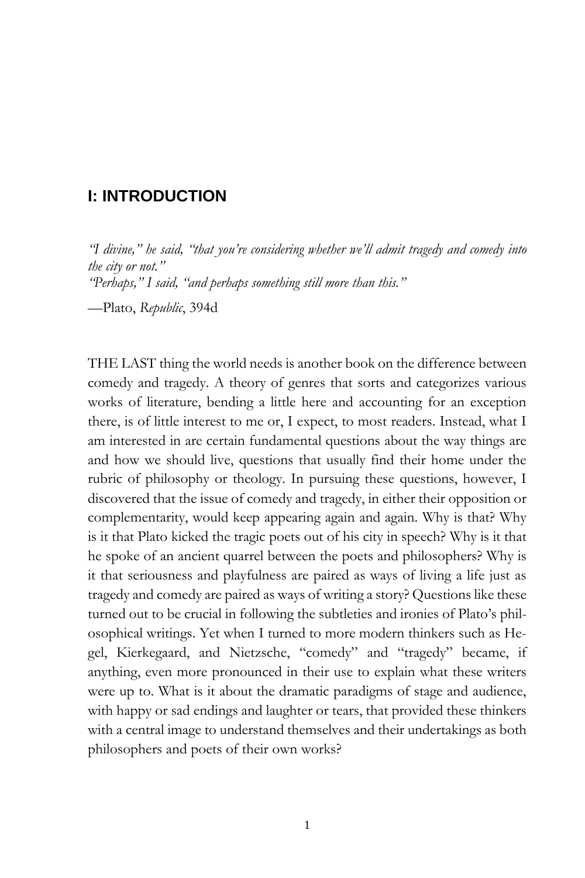# I: INTRODUCTION

*"I divine," he said, "that you're considering whether we'll admit tragedy and comedy into the city or not."*
*"Perhaps," I said, "and perhaps something still more than this."*

—Plato, *Republic*, 394d

THE LAST thing the world needs is another book on the difference between comedy and tragedy. A theory of genres that sorts and categorizes various works of literature, bending a little here and accounting for an exception there, is of little interest to me or, I expect, to most readers. Instead, what I am interested in are certain fundamental questions about the way things are and how we should live, questions that usually find their home under the rubric of philosophy or theology. In pursuing these questions, however, I discovered that the issue of comedy and tragedy, in either their opposition or complementarity, would keep appearing again and again. Why is that? Why is it that Plato kicked the tragic poets out of his city in speech? Why is it that he spoke of an ancient quarrel between the poets and philosophers? Why is it that seriousness and playfulness are paired as ways of living a life just as tragedy and comedy are paired as ways of writing a story? Questions like these turned out to be crucial in following the subtleties and ironies of Plato's philosophical writings. Yet when I turned to more modern thinkers such as Hegel, Kierkegaard, and Nietzsche, "comedy" and "tragedy" became, if anything, even more pronounced in their use to explain what these writers were up to. What is it about the dramatic paradigms of stage and audience, with happy or sad endings and laughter or tears, that provided these thinkers with a central image to understand themselves and their undertakings as both philosophers and poets of their own works?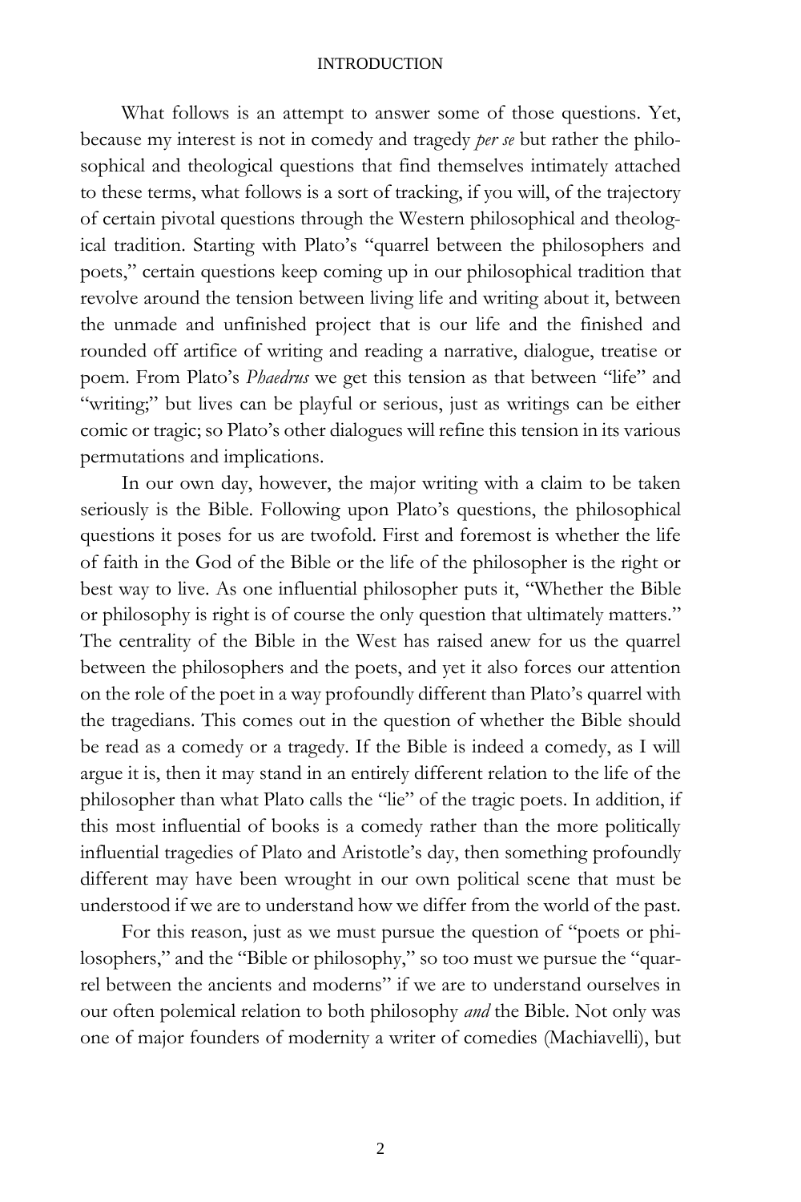What follows is an attempt to answer some of those questions. Yet, because my interest is not in comedy and tragedy *per se* but rather the philosophical and theological questions that find themselves intimately attached to these terms, what follows is a sort of tracking, if you will, of the trajectory of certain pivotal questions through the Western philosophical and theological tradition. Starting with Plato's "quarrel between the philosophers and poets," certain questions keep coming up in our philosophical tradition that revolve around the tension between living life and writing about it, between the unmade and unfinished project that is our life and the finished and rounded off artifice of writing and reading a narrative, dialogue, treatise or poem. From Plato's *Phaedrus* we get this tension as that between "life" and "writing;" but lives can be playful or serious, just as writings can be either comic or tragic; so Plato's other dialogues will refine this tension in its various permutations and implications.

In our own day, however, the major writing with a claim to be taken seriously is the Bible. Following upon Plato's questions, the philosophical questions it poses for us are twofold. First and foremost is whether the life of faith in the God of the Bible or the life of the philosopher is the right or best way to live. As one influential philosopher puts it, "Whether the Bible or philosophy is right is of course the only question that ultimately matters." The centrality of the Bible in the West has raised anew for us the quarrel between the philosophers and the poets, and yet it also forces our attention on the role of the poet in a way profoundly different than Plato's quarrel with the tragedians. This comes out in the question of whether the Bible should be read as a comedy or a tragedy. If the Bible is indeed a comedy, as I will argue it is, then it may stand in an entirely different relation to the life of the philosopher than what Plato calls the "lie" of the tragic poets. In addition, if this most influential of books is a comedy rather than the more politically influential tragedies of Plato and Aristotle's day, then something profoundly different may have been wrought in our own political scene that must be understood if we are to understand how we differ from the world of the past.

For this reason, just as we must pursue the question of "poets or philosophers," and the "Bible or philosophy," so too must we pursue the "quarrel between the ancients and moderns" if we are to understand ourselves in our often polemical relation to both philosophy *and* the Bible. Not only was one of major founders of modernity a writer of comedies (Machiavelli), but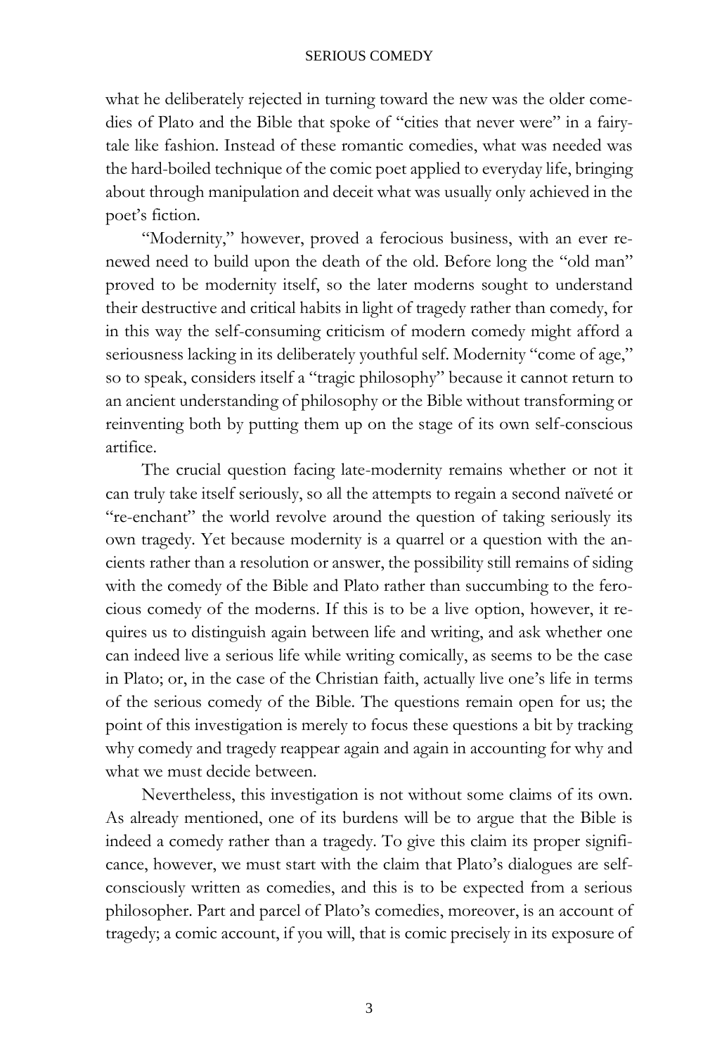what he deliberately rejected in turning toward the new was the older comedies of Plato and the Bible that spoke of "cities that never were" in a fairy-tale like fashion. Instead of these romantic comedies, what was needed was the hard-boiled technique of the comic poet applied to everyday life, bringing about through manipulation and deceit what was usually only achieved in the poet's fiction.

"Modernity," however, proved a ferocious business, with an ever renewed need to build upon the death of the old. Before long the "old man" proved to be modernity itself, so the later moderns sought to understand their destructive and critical habits in light of tragedy rather than comedy, for in this way the self-consuming criticism of modern comedy might afford a seriousness lacking in its deliberately youthful self. Modernity "come of age," so to speak, considers itself a "tragic philosophy" because it cannot return to an ancient understanding of philosophy or the Bible without transforming or reinventing both by putting them up on the stage of its own self-conscious artifice.

The crucial question facing late-modernity remains whether or not it can truly take itself seriously, so all the attempts to regain a second naïveté or "re-enchant" the world revolve around the question of taking seriously its own tragedy. Yet because modernity is a quarrel or a question with the ancients rather than a resolution or answer, the possibility still remains of siding with the comedy of the Bible and Plato rather than succumbing to the ferocious comedy of the moderns. If this is to be a live option, however, it requires us to distinguish again between life and writing, and ask whether one can indeed live a serious life while writing comically, as seems to be the case in Plato; or, in the case of the Christian faith, actually live one's life in terms of the serious comedy of the Bible. The questions remain open for us; the point of this investigation is merely to focus these questions a bit by tracking why comedy and tragedy reappear again and again in accounting for why and what we must decide between.

Nevertheless, this investigation is not without some claims of its own. As already mentioned, one of its burdens will be to argue that the Bible is indeed a comedy rather than a tragedy. To give this claim its proper significance, however, we must start with the claim that Plato's dialogues are self-consciously written as comedies, and this is to be expected from a serious philosopher. Part and parcel of Plato's comedies, moreover, is an account of tragedy; a comic account, if you will, that is comic precisely in its exposure of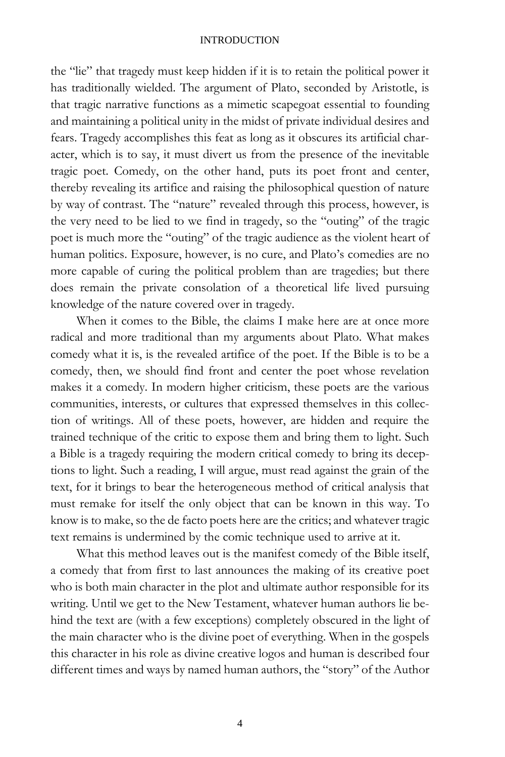the "lie" that tragedy must keep hidden if it is to retain the political power it has traditionally wielded. The argument of Plato, seconded by Aristotle, is that tragic narrative functions as a mimetic scapegoat essential to founding and maintaining a political unity in the midst of private individual desires and fears. Tragedy accomplishes this feat as long as it obscures its artificial character, which is to say, it must divert us from the presence of the inevitable tragic poet. Comedy, on the other hand, puts its poet front and center, thereby revealing its artifice and raising the philosophical question of nature by way of contrast. The "nature" revealed through this process, however, is the very need to be lied to we find in tragedy, so the "outing" of the tragic poet is much more the "outing" of the tragic audience as the violent heart of human politics. Exposure, however, is no cure, and Plato's comedies are no more capable of curing the political problem than are tragedies; but there does remain the private consolation of a theoretical life lived pursuing knowledge of the nature covered over in tragedy.

When it comes to the Bible, the claims I make here are at once more radical and more traditional than my arguments about Plato. What makes comedy what it is, is the revealed artifice of the poet. If the Bible is to be a comedy, then, we should find front and center the poet whose revelation makes it a comedy. In modern higher criticism, these poets are the various communities, interests, or cultures that expressed themselves in this collection of writings. All of these poets, however, are hidden and require the trained technique of the critic to expose them and bring them to light. Such a Bible is a tragedy requiring the modern critical comedy to bring its deceptions to light. Such a reading, I will argue, must read against the grain of the text, for it brings to bear the heterogeneous method of critical analysis that must remake for itself the only object that can be known in this way. To know is to make, so the de facto poets here are the critics; and whatever tragic text remains is undermined by the comic technique used to arrive at it.

What this method leaves out is the manifest comedy of the Bible itself, a comedy that from first to last announces the making of its creative poet who is both main character in the plot and ultimate author responsible for its writing. Until we get to the New Testament, whatever human authors lie behind the text are (with a few exceptions) completely obscured in the light of the main character who is the divine poet of everything. When in the gospels this character in his role as divine creative logos and human is described four different times and ways by named human authors, the "story" of the Author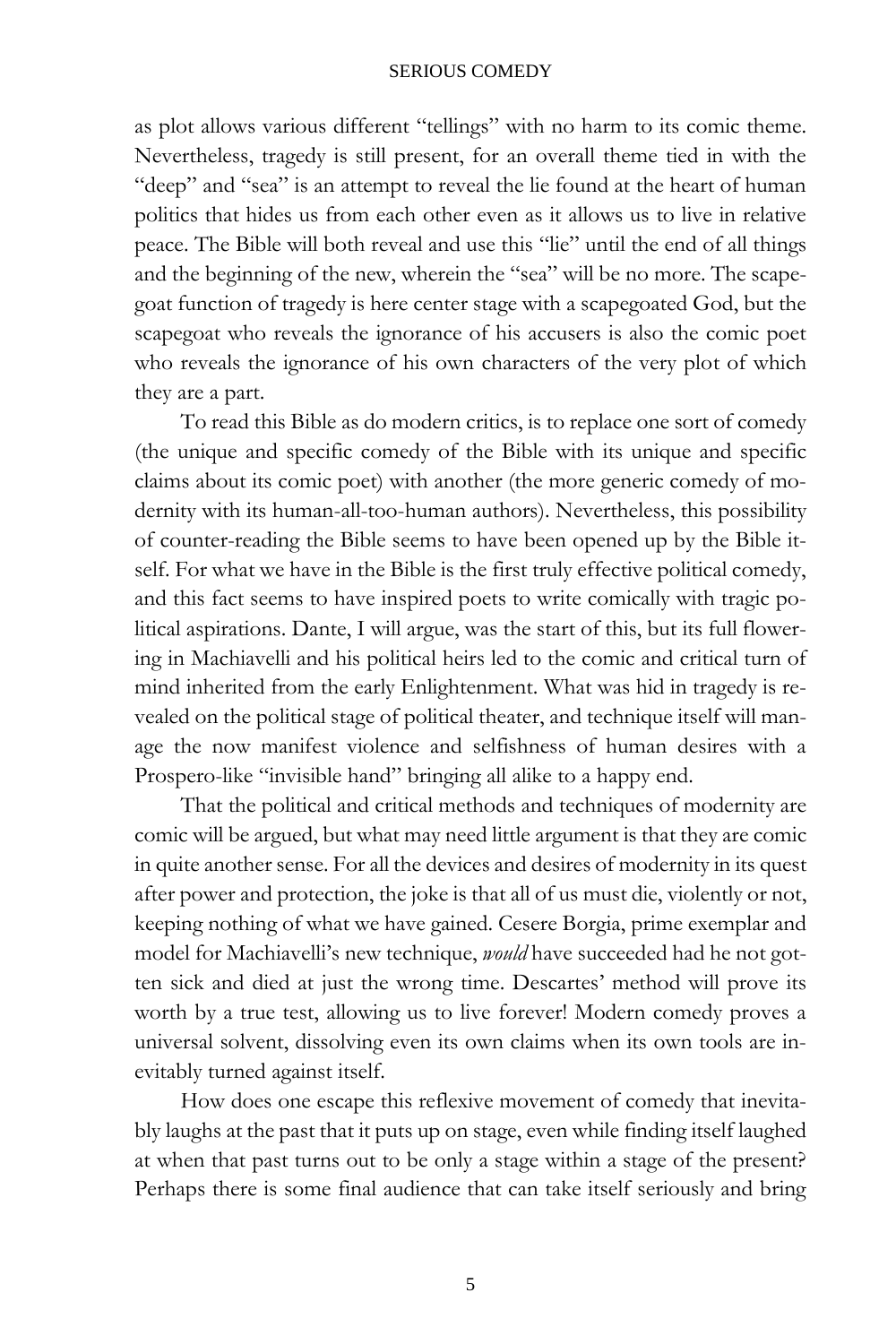as plot allows various different "tellings" with no harm to its comic theme. Nevertheless, tragedy is still present, for an overall theme tied in with the "deep" and "sea" is an attempt to reveal the lie found at the heart of human politics that hides us from each other even as it allows us to live in relative peace. The Bible will both reveal and use this "lie" until the end of all things and the beginning of the new, wherein the "sea" will be no more. The scapegoat function of tragedy is here center stage with a scapegoated God, but the scapegoat who reveals the ignorance of his accusers is also the comic poet who reveals the ignorance of his own characters of the very plot of which they are a part.

To read this Bible as do modern critics, is to replace one sort of comedy (the unique and specific comedy of the Bible with its unique and specific claims about its comic poet) with another (the more generic comedy of modernity with its human-all-too-human authors). Nevertheless, this possibility of counter-reading the Bible seems to have been opened up by the Bible itself. For what we have in the Bible is the first truly effective political comedy, and this fact seems to have inspired poets to write comically with tragic political aspirations. Dante, I will argue, was the start of this, but its full flowering in Machiavelli and his political heirs led to the comic and critical turn of mind inherited from the early Enlightenment. What was hid in tragedy is revealed on the political stage of political theater, and technique itself will manage the now manifest violence and selfishness of human desires with a Prospero-like "invisible hand" bringing all alike to a happy end.

That the political and critical methods and techniques of modernity are comic will be argued, but what may need little argument is that they are comic in quite another sense. For all the devices and desires of modernity in its quest after power and protection, the joke is that all of us must die, violently or not, keeping nothing of what we have gained. Cesere Borgia, prime exemplar and model for Machiavelli's new technique, *would* have succeeded had he not gotten sick and died at just the wrong time. Descartes' method will prove its worth by a true test, allowing us to live forever! Modern comedy proves a universal solvent, dissolving even its own claims when its own tools are inevitably turned against itself.

How does one escape this reflexive movement of comedy that inevitably laughs at the past that it puts up on stage, even while finding itself laughed at when that past turns out to be only a stage within a stage of the present? Perhaps there is some final audience that can take itself seriously and bring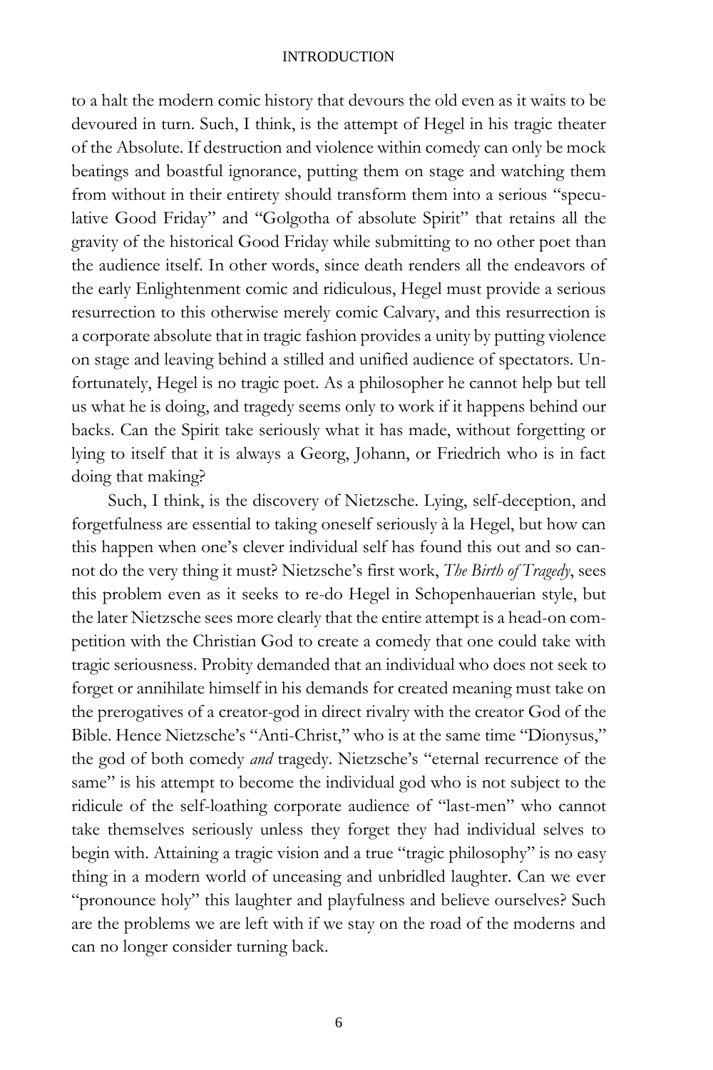to a halt the modern comic history that devours the old even as it waits to be devoured in turn. Such, I think, is the attempt of Hegel in his tragic theater of the Absolute. If destruction and violence within comedy can only be mock beatings and boastful ignorance, putting them on stage and watching them from without in their entirety should transform them into a serious "speculative Good Friday" and "Golgotha of absolute Spirit" that retains all the gravity of the historical Good Friday while submitting to no other poet than the audience itself. In other words, since death renders all the endeavors of the early Enlightenment comic and ridiculous, Hegel must provide a serious resurrection to this otherwise merely comic Calvary, and this resurrection is a corporate absolute that in tragic fashion provides a unity by putting violence on stage and leaving behind a stilled and unified audience of spectators. Unfortunately, Hegel is no tragic poet. As a philosopher he cannot help but tell us what he is doing, and tragedy seems only to work if it happens behind our backs. Can the Spirit take seriously what it has made, without forgetting or lying to itself that it is always a Georg, Johann, or Friedrich who is in fact doing that making?

Such, I think, is the discovery of Nietzsche. Lying, self-deception, and forgetfulness are essential to taking oneself seriously à la Hegel, but how can this happen when one's clever individual self has found this out and so cannot do the very thing it must? Nietzsche's first work, *The Birth of Tragedy*, sees this problem even as it seeks to re-do Hegel in Schopenhauerian style, but the later Nietzsche sees more clearly that the entire attempt is a head-on competition with the Christian God to create a comedy that one could take with tragic seriousness. Probity demanded that an individual who does not seek to forget or annihilate himself in his demands for created meaning must take on the prerogatives of a creator-god in direct rivalry with the creator God of the Bible. Hence Nietzsche's "Anti-Christ," who is at the same time "Dionysus," the god of both comedy *and* tragedy. Nietzsche's "eternal recurrence of the same" is his attempt to become the individual god who is not subject to the ridicule of the self-loathing corporate audience of "last-men" who cannot take themselves seriously unless they forget they had individual selves to begin with. Attaining a tragic vision and a true "tragic philosophy" is no easy thing in a modern world of unceasing and unbridled laughter. Can we ever "pronounce holy" this laughter and playfulness and believe ourselves? Such are the problems we are left with if we stay on the road of the moderns and can no longer consider turning back.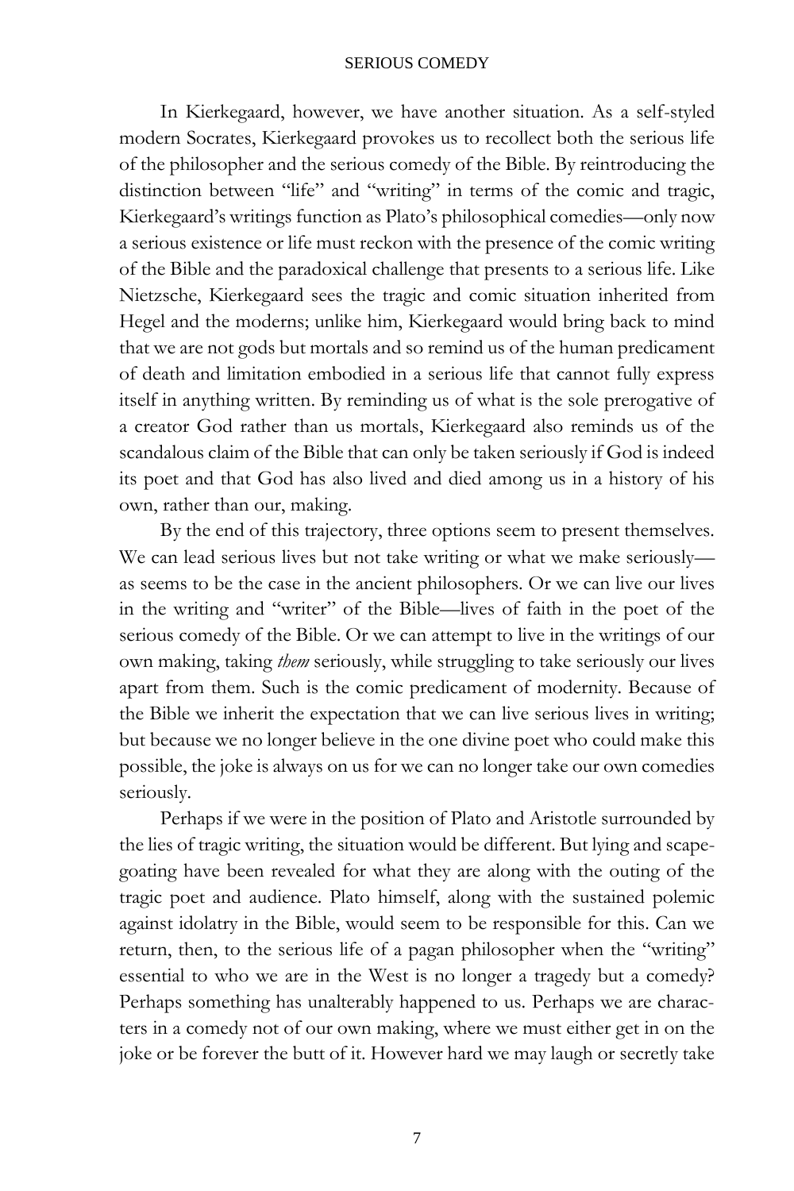In Kierkegaard, however, we have another situation. As a self-styled modern Socrates, Kierkegaard provokes us to recollect both the serious life of the philosopher and the serious comedy of the Bible. By reintroducing the distinction between "life" and "writing" in terms of the comic and tragic, Kierkegaard's writings function as Plato's philosophical comedies—only now a serious existence or life must reckon with the presence of the comic writing of the Bible and the paradoxical challenge that presents to a serious life. Like Nietzsche, Kierkegaard sees the tragic and comic situation inherited from Hegel and the moderns; unlike him, Kierkegaard would bring back to mind that we are not gods but mortals and so remind us of the human predicament of death and limitation embodied in a serious life that cannot fully express itself in anything written. By reminding us of what is the sole prerogative of a creator God rather than us mortals, Kierkegaard also reminds us of the scandalous claim of the Bible that can only be taken seriously if God is indeed its poet and that God has also lived and died among us in a history of his own, rather than our, making.

By the end of this trajectory, three options seem to present themselves. We can lead serious lives but not take writing or what we make seriously—as seems to be the case in the ancient philosophers. Or we can live our lives in the writing and "writer" of the Bible—lives of faith in the poet of the serious comedy of the Bible. Or we can attempt to live in the writings of our own making, taking *them* seriously, while struggling to take seriously our lives apart from them. Such is the comic predicament of modernity. Because of the Bible we inherit the expectation that we can live serious lives in writing; but because we no longer believe in the one divine poet who could make this possible, the joke is always on us for we can no longer take our own comedies seriously.

Perhaps if we were in the position of Plato and Aristotle surrounded by the lies of tragic writing, the situation would be different. But lying and scapegoating have been revealed for what they are along with the outing of the tragic poet and audience. Plato himself, along with the sustained polemic against idolatry in the Bible, would seem to be responsible for this. Can we return, then, to the serious life of a pagan philosopher when the "writing" essential to who we are in the West is no longer a tragedy but a comedy? Perhaps something has unalterably happened to us. Perhaps we are characters in a comedy not of our own making, where we must either get in on the joke or be forever the butt of it. However hard we may laugh or secretly take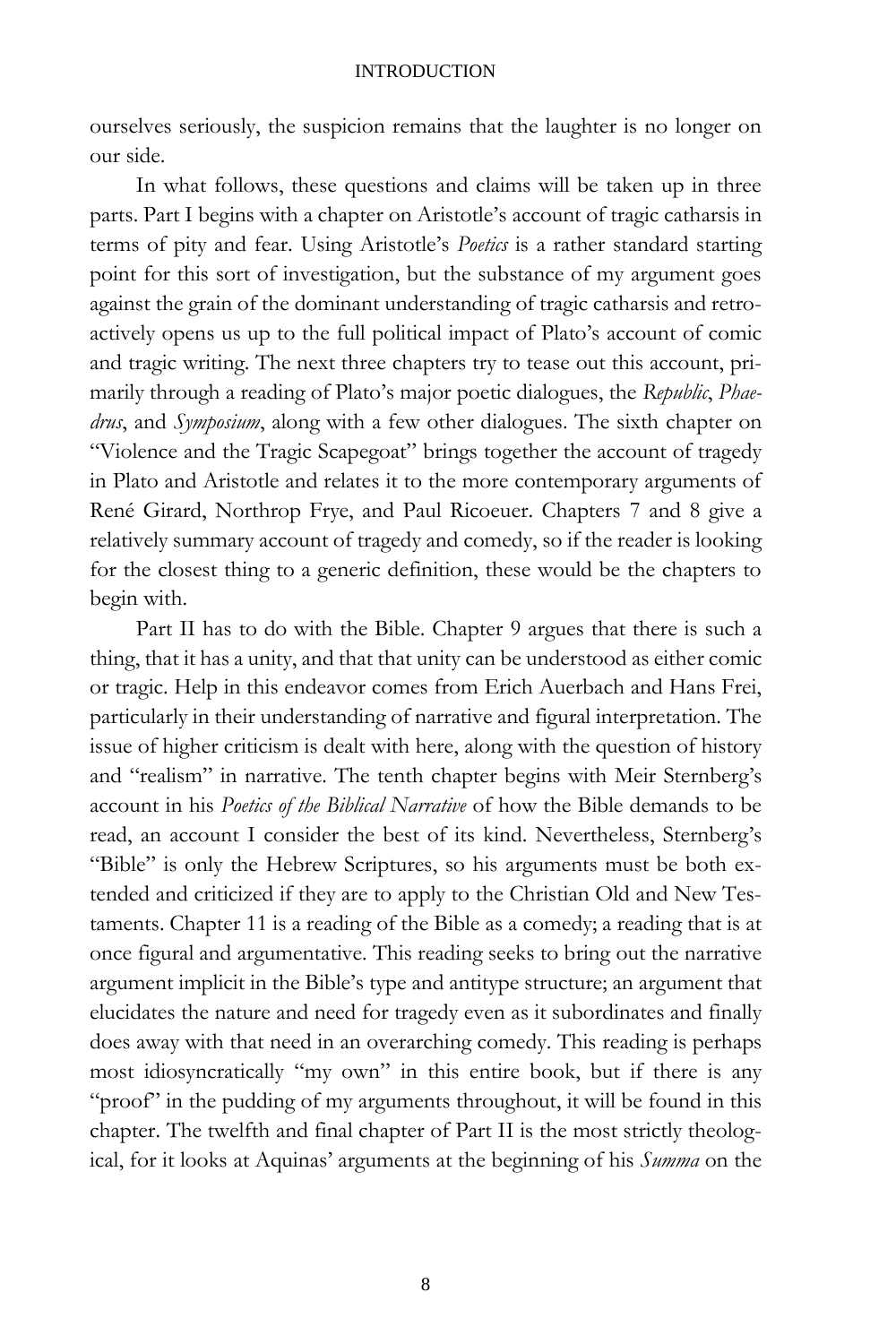ourselves seriously, the suspicion remains that the laughter is no longer on our side.

In what follows, these questions and claims will be taken up in three parts. Part I begins with a chapter on Aristotle's account of tragic catharsis in terms of pity and fear. Using Aristotle's *Poetics* is a rather standard starting point for this sort of investigation, but the substance of my argument goes against the grain of the dominant understanding of tragic catharsis and retroactively opens us up to the full political impact of Plato's account of comic and tragic writing. The next three chapters try to tease out this account, primarily through a reading of Plato's major poetic dialogues, the *Republic*, *Phaedrus*, and *Symposium*, along with a few other dialogues. The sixth chapter on "Violence and the Tragic Scapegoat" brings together the account of tragedy in Plato and Aristotle and relates it to the more contemporary arguments of René Girard, Northrop Frye, and Paul Ricoeuer. Chapters 7 and 8 give a relatively summary account of tragedy and comedy, so if the reader is looking for the closest thing to a generic definition, these would be the chapters to begin with.

Part II has to do with the Bible. Chapter 9 argues that there is such a thing, that it has a unity, and that that unity can be understood as either comic or tragic. Help in this endeavor comes from Erich Auerbach and Hans Frei, particularly in their understanding of narrative and figural interpretation. The issue of higher criticism is dealt with here, along with the question of history and "realism" in narrative. The tenth chapter begins with Meir Sternberg's account in his *Poetics of the Biblical Narrative* of how the Bible demands to be read, an account I consider the best of its kind. Nevertheless, Sternberg's "Bible" is only the Hebrew Scriptures, so his arguments must be both extended and criticized if they are to apply to the Christian Old and New Testaments. Chapter 11 is a reading of the Bible as a comedy; a reading that is at once figural and argumentative. This reading seeks to bring out the narrative argument implicit in the Bible's type and antitype structure; an argument that elucidates the nature and need for tragedy even as it subordinates and finally does away with that need in an overarching comedy. This reading is perhaps most idiosyncratically "my own" in this entire book, but if there is any "proof" in the pudding of my arguments throughout, it will be found in this chapter. The twelfth and final chapter of Part II is the most strictly theological, for it looks at Aquinas' arguments at the beginning of his *Summa* on the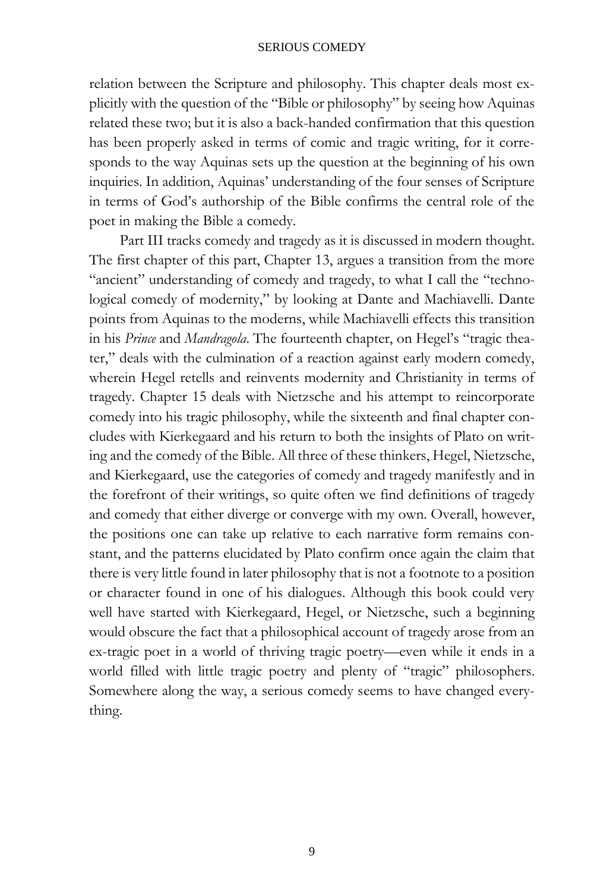relation between the Scripture and philosophy. This chapter deals most explicitly with the question of the "Bible or philosophy" by seeing how Aquinas related these two; but it is also a back-handed confirmation that this question has been properly asked in terms of comic and tragic writing, for it corresponds to the way Aquinas sets up the question at the beginning of his own inquiries. In addition, Aquinas' understanding of the four senses of Scripture in terms of God's authorship of the Bible confirms the central role of the poet in making the Bible a comedy.

Part III tracks comedy and tragedy as it is discussed in modern thought. The first chapter of this part, Chapter 13, argues a transition from the more "ancient" understanding of comedy and tragedy, to what I call the "technological comedy of modernity," by looking at Dante and Machiavelli. Dante points from Aquinas to the moderns, while Machiavelli effects this transition in his *Prince* and *Mandragola*. The fourteenth chapter, on Hegel's "tragic theater," deals with the culmination of a reaction against early modern comedy, wherein Hegel retells and reinvents modernity and Christianity in terms of tragedy. Chapter 15 deals with Nietzsche and his attempt to reincorporate comedy into his tragic philosophy, while the sixteenth and final chapter concludes with Kierkegaard and his return to both the insights of Plato on writing and the comedy of the Bible. All three of these thinkers, Hegel, Nietzsche, and Kierkegaard, use the categories of comedy and tragedy manifestly and in the forefront of their writings, so quite often we find definitions of tragedy and comedy that either diverge or converge with my own. Overall, however, the positions one can take up relative to each narrative form remains constant, and the patterns elucidated by Plato confirm once again the claim that there is very little found in later philosophy that is not a footnote to a position or character found in one of his dialogues. Although this book could very well have started with Kierkegaard, Hegel, or Nietzsche, such a beginning would obscure the fact that a philosophical account of tragedy arose from an ex-tragic poet in a world of thriving tragic poetry—even while it ends in a world filled with little tragic poetry and plenty of "tragic" philosophers. Somewhere along the way, a serious comedy seems to have changed everything.